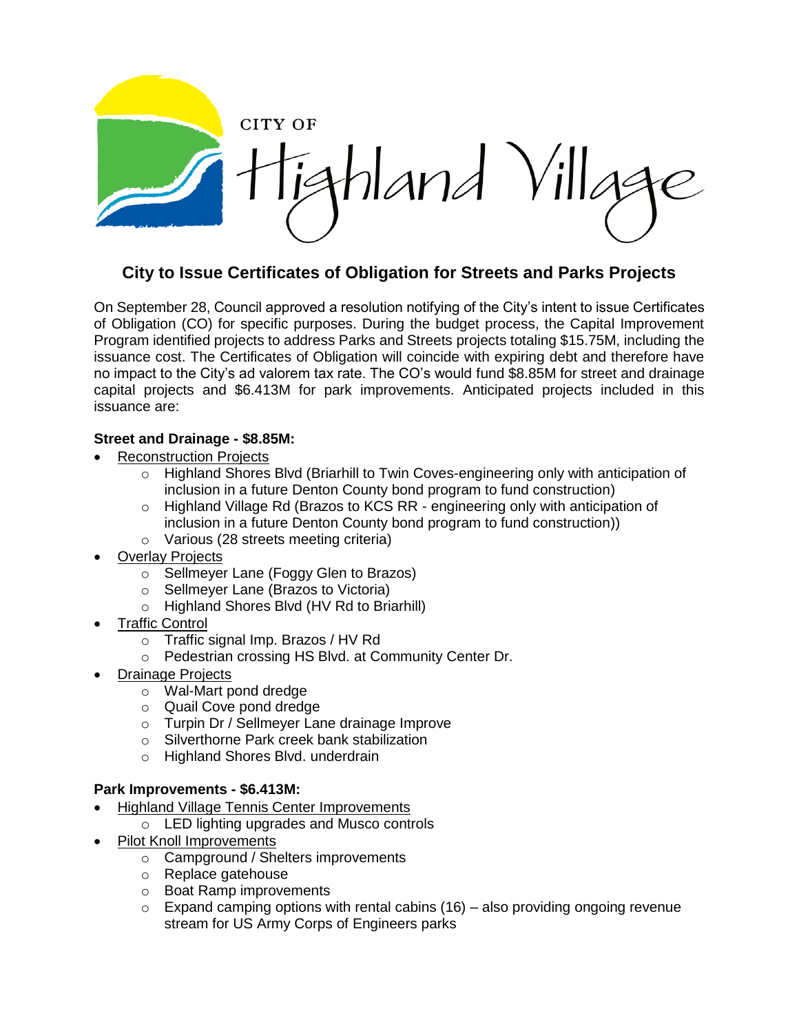CITY OF Highland Village

## City to Issue Certificates of Obligation for Streets and Parks Projects

On September 28, Council approved a resolution notifying of the City's intent to issue Certificates of Obligation (CO) for specific purposes. During the budget process, the Capital Improvement Program identified projects to address Parks and Streets projects totaling $15.75M, including the issuance cost. The Certificates of Obligation will coincide with expiring debt and therefore have no impact to the City's ad valorem tax rate. The CO's would fund $8.85M for street and drainage capital projects and $6.413M for park improvements. Anticipated projects included in this issuance are:

**Street and Drainage - $8.85M:**

- Reconstruction Projects
  - Highland Shores Blvd (Briarhill to Twin Coves-engineering only with anticipation of inclusion in a future Denton County bond program to fund construction)
  - Highland Village Rd (Brazos to KCS RR - engineering only with anticipation of inclusion in a future Denton County bond program to fund construction))
  - Various (28 streets meeting criteria)
- Overlay Projects
  - Sellmeyer Lane (Foggy Glen to Brazos)
  - Sellmeyer Lane (Brazos to Victoria)
  - Highland Shores Blvd (HV Rd to Briarhill)
- Traffic Control
  - Traffic signal Imp. Brazos / HV Rd
  - Pedestrian crossing HS Blvd. at Community Center Dr.
- Drainage Projects
  - Wal-Mart pond dredge
  - Quail Cove pond dredge
  - Turpin Dr / Sellmeyer Lane drainage Improve
  - Silverthorne Park creek bank stabilization
  - Highland Shores Blvd. underdrain

**Park Improvements - $6.413M:**

- Highland Village Tennis Center Improvements
  - LED lighting upgrades and Musco controls
- Pilot Knoll Improvements
  - Campground / Shelters improvements
  - Replace gatehouse
  - Boat Ramp improvements
  - Expand camping options with rental cabins (16) – also providing ongoing revenue stream for US Army Corps of Engineers parks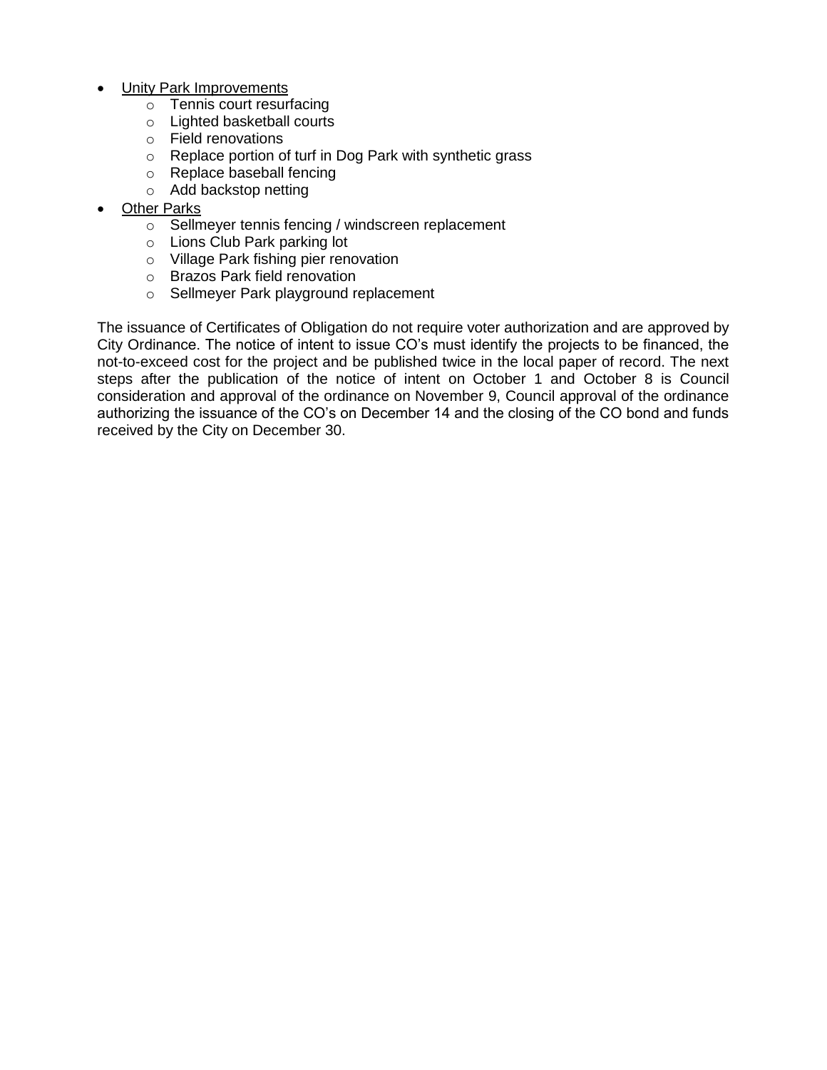- <u>Unity Park Improvements</u>
  - Tennis court resurfacing
  - Lighted basketball courts
  - Field renovations
  - Replace portion of turf in Dog Park with synthetic grass
  - Replace baseball fencing
  - Add backstop netting
- <u>Other Parks</u>
  - Sellmeyer tennis fencing / windscreen replacement
  - Lions Club Park parking lot
  - Village Park fishing pier renovation
  - Brazos Park field renovation
  - Sellmeyer Park playground replacement

The issuance of Certificates of Obligation do not require voter authorization and are approved by City Ordinance. The notice of intent to issue CO's must identify the projects to be financed, the not-to-exceed cost for the project and be published twice in the local paper of record. The next steps after the publication of the notice of intent on October 1 and October 8 is Council consideration and approval of the ordinance on November 9, Council approval of the ordinance authorizing the issuance of the CO's on December 14 and the closing of the CO bond and funds received by the City on December 30.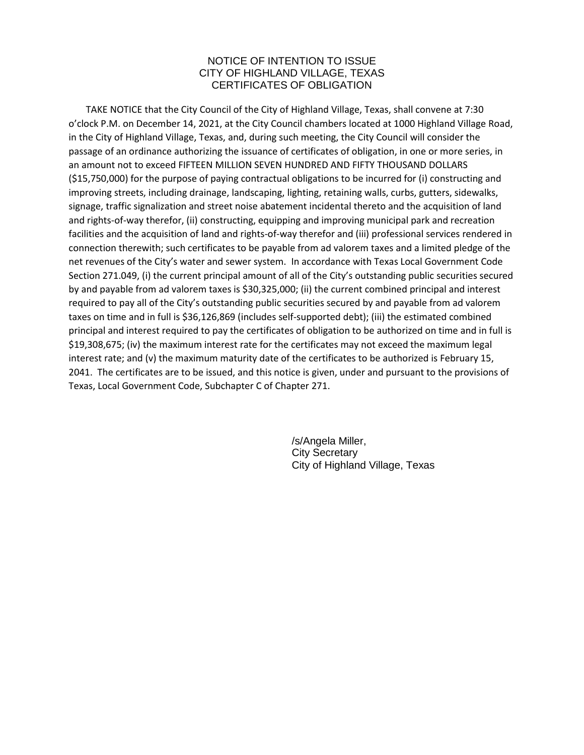# NOTICE OF INTENTION TO ISSUE
# CITY OF HIGHLAND VILLAGE, TEXAS
# CERTIFICATES OF OBLIGATION

TAKE NOTICE that the City Council of the City of Highland Village, Texas, shall convene at 7:30 o'clock P.M. on December 14, 2021, at the City Council chambers located at 1000 Highland Village Road, in the City of Highland Village, Texas, and, during such meeting, the City Council will consider the passage of an ordinance authorizing the issuance of certificates of obligation, in one or more series, in an amount not to exceed FIFTEEN MILLION SEVEN HUNDRED AND FIFTY THOUSAND DOLLARS ($15,750,000) for the purpose of paying contractual obligations to be incurred for (i) constructing and improving streets, including drainage, landscaping, lighting, retaining walls, curbs, gutters, sidewalks, signage, traffic signalization and street noise abatement incidental thereto and the acquisition of land and rights-of-way therefor, (ii) constructing, equipping and improving municipal park and recreation facilities and the acquisition of land and rights-of-way therefor and (iii) professional services rendered in connection therewith; such certificates to be payable from ad valorem taxes and a limited pledge of the net revenues of the City's water and sewer system. In accordance with Texas Local Government Code Section 271.049, (i) the current principal amount of all of the City's outstanding public securities secured by and payable from ad valorem taxes is $30,325,000; (ii) the current combined principal and interest required to pay all of the City's outstanding public securities secured by and payable from ad valorem taxes on time and in full is $36,126,869 (includes self-supported debt); (iii) the estimated combined principal and interest required to pay the certificates of obligation to be authorized on time and in full is $19,308,675; (iv) the maximum interest rate for the certificates may not exceed the maximum legal interest rate; and (v) the maximum maturity date of the certificates to be authorized is February 15, 2041. The certificates are to be issued, and this notice is given, under and pursuant to the provisions of Texas, Local Government Code, Subchapter C of Chapter 271.

/s/Angela Miller,
City Secretary
City of Highland Village, Texas